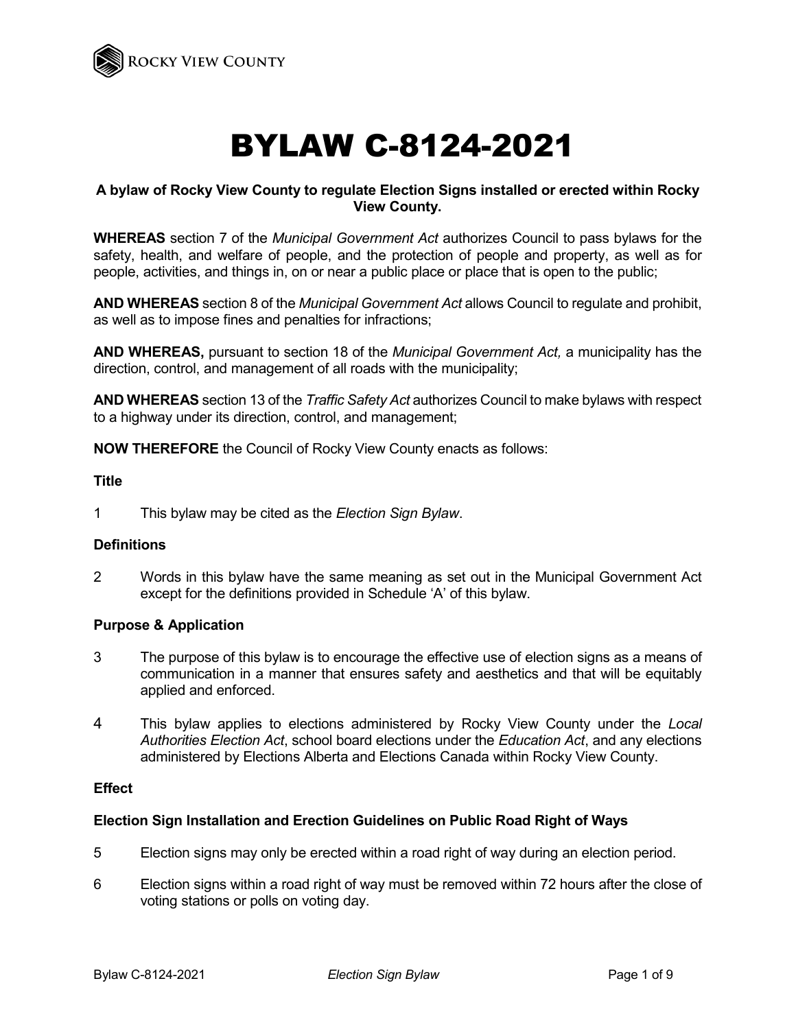# BYLAW C-8124-2021

**A bylaw of Rocky View County to regulate Election Signs installed or erected within Rocky View County.**

**WHEREAS** section 7 of the *Municipal Government Act* authorizes Council to pass bylaws for the safety, health, and welfare of people, and the protection of people and property, as well as for people, activities, and things in, on or near a public place or place that is open to the public;

**AND WHEREAS** section 8 of the *Municipal Government Act* allows Council to regulate and prohibit, as well as to impose fines and penalties for infractions;

**AND WHEREAS,** pursuant to section 18 of the *Municipal Government Act,* a municipality has the direction, control, and management of all roads with the municipality;

**AND WHEREAS** section 13 of the *Traffic Safety Act* authorizes Council to make bylaws with respect to a highway under its direction, control, and management;

**NOW THEREFORE** the Council of Rocky View County enacts as follows:

### Title

1 This bylaw may be cited as the *Election Sign Bylaw*.

### Definitions

2 Words in this bylaw have the same meaning as set out in the Municipal Government Act except for the definitions provided in Schedule 'A' of this bylaw.

### Purpose & Application

3 The purpose of this bylaw is to encourage the effective use of election signs as a means of communication in a manner that ensures safety and aesthetics and that will be equitably applied and enforced.

4 This bylaw applies to elections administered by Rocky View County under the *Local Authorities Election Act*, school board elections under the *Education Act*, and any elections administered by Elections Alberta and Elections Canada within Rocky View County.

### Effect

### Election Sign Installation and Erection Guidelines on Public Road Right of Ways

5 Election signs may only be erected within a road right of way during an election period.

6 Election signs within a road right of way must be removed within 72 hours after the close of voting stations or polls on voting day.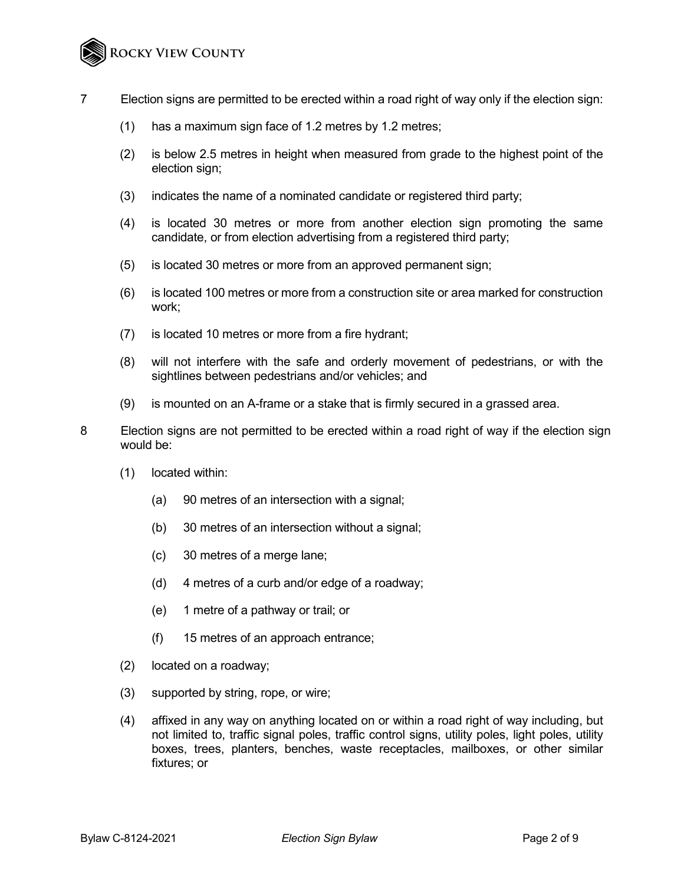7 Election signs are permitted to be erected within a road right of way only if the election sign:

(1) has a maximum sign face of 1.2 metres by 1.2 metres;

(2) is below 2.5 metres in height when measured from grade to the highest point of the election sign;

(3) indicates the name of a nominated candidate or registered third party;

(4) is located 30 metres or more from another election sign promoting the same candidate, or from election advertising from a registered third party;

(5) is located 30 metres or more from an approved permanent sign;

(6) is located 100 metres or more from a construction site or area marked for construction work;

(7) is located 10 metres or more from a fire hydrant;

(8) will not interfere with the safe and orderly movement of pedestrians, or with the sightlines between pedestrians and/or vehicles; and

(9) is mounted on an A-frame or a stake that is firmly secured in a grassed area.

8 Election signs are not permitted to be erected within a road right of way if the election sign would be:

(1) located within:

(a) 90 metres of an intersection with a signal;

(b) 30 metres of an intersection without a signal;

(c) 30 metres of a merge lane;

(d) 4 metres of a curb and/or edge of a roadway;

(e) 1 metre of a pathway or trail; or

(f) 15 metres of an approach entrance;

(2) located on a roadway;

(3) supported by string, rope, or wire;

(4) affixed in any way on anything located on or within a road right of way including, but not limited to, traffic signal poles, traffic control signs, utility poles, light poles, utility boxes, trees, planters, benches, waste receptacles, mailboxes, or other similar fixtures; or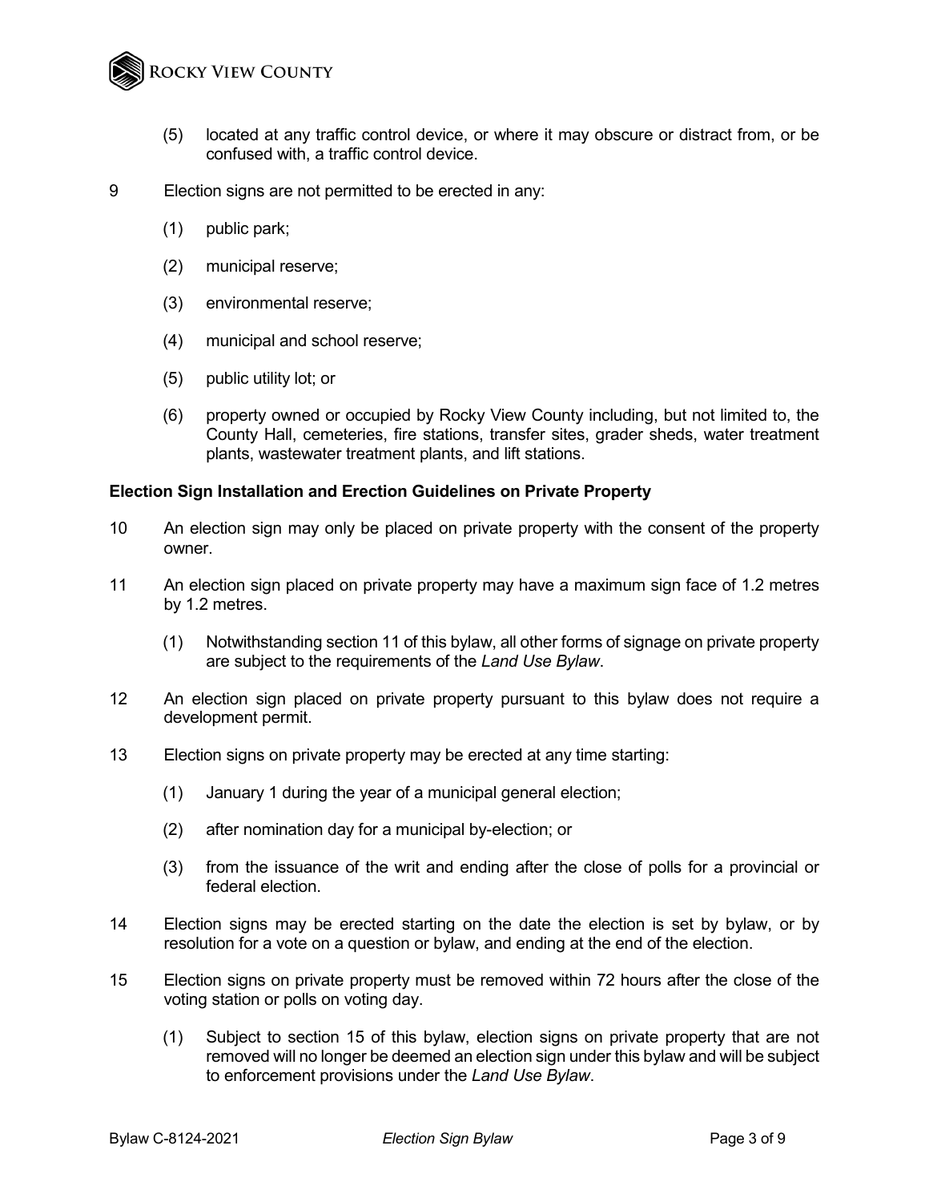(5) located at any traffic control device, or where it may obscure or distract from, or be confused with, a traffic control device.

9 Election signs are not permitted to be erected in any:

(1) public park;

(2) municipal reserve;

(3) environmental reserve;

(4) municipal and school reserve;

(5) public utility lot; or

(6) property owned or occupied by Rocky View County including, but not limited to, the County Hall, cemeteries, fire stations, transfer sites, grader sheds, water treatment plants, wastewater treatment plants, and lift stations.

**Election Sign Installation and Erection Guidelines on Private Property**

10 An election sign may only be placed on private property with the consent of the property owner.

11 An election sign placed on private property may have a maximum sign face of 1.2 metres by 1.2 metres.

(1) Notwithstanding section 11 of this bylaw, all other forms of signage on private property are subject to the requirements of the *Land Use Bylaw*.

12 An election sign placed on private property pursuant to this bylaw does not require a development permit.

13 Election signs on private property may be erected at any time starting:

(1) January 1 during the year of a municipal general election;

(2) after nomination day for a municipal by-election; or

(3) from the issuance of the writ and ending after the close of polls for a provincial or federal election.

14 Election signs may be erected starting on the date the election is set by bylaw, or by resolution for a vote on a question or bylaw, and ending at the end of the election.

15 Election signs on private property must be removed within 72 hours after the close of the voting station or polls on voting day.

(1) Subject to section 15 of this bylaw, election signs on private property that are not removed will no longer be deemed an election sign under this bylaw and will be subject to enforcement provisions under the *Land Use Bylaw*.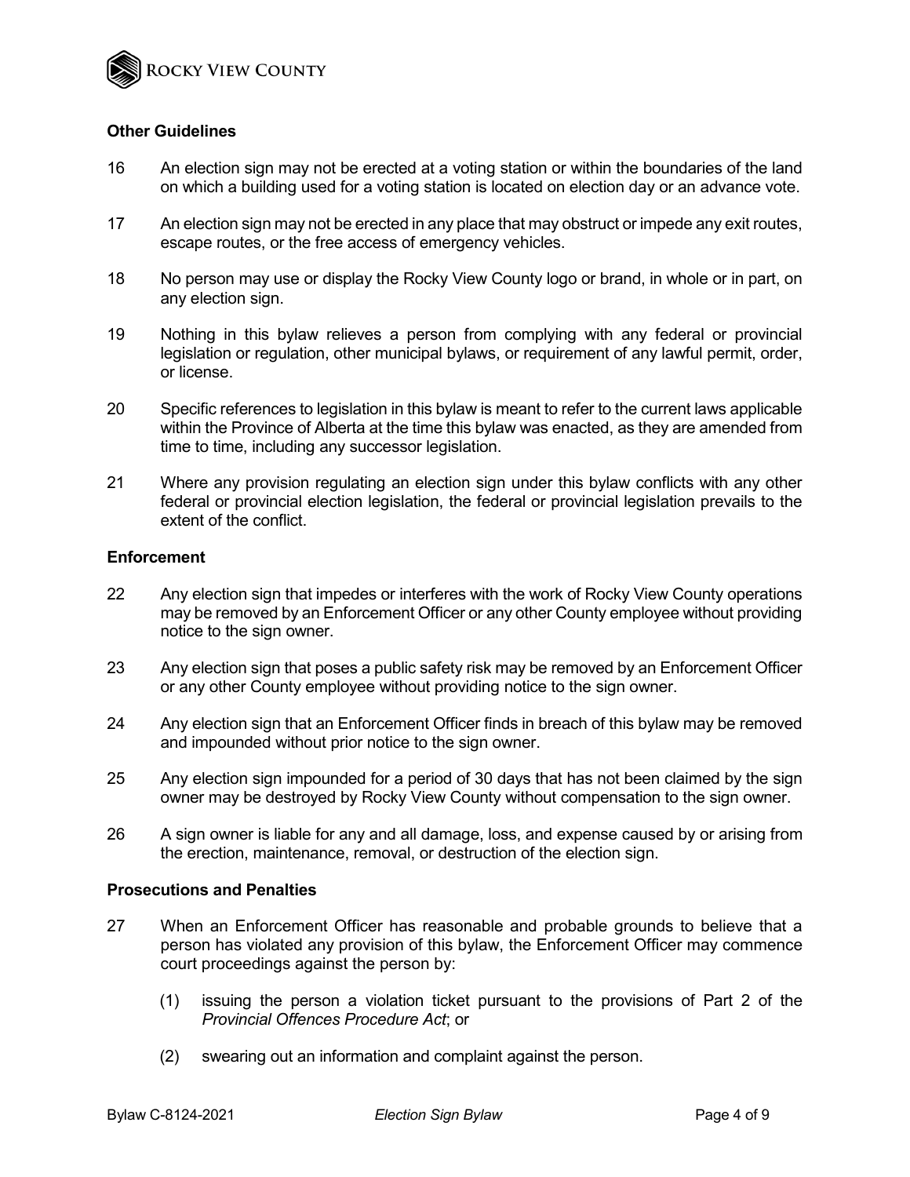### Other Guidelines

16 An election sign may not be erected at a voting station or within the boundaries of the land on which a building used for a voting station is located on election day or an advance vote.

17 An election sign may not be erected in any place that may obstruct or impede any exit routes, escape routes, or the free access of emergency vehicles.

18 No person may use or display the Rocky View County logo or brand, in whole or in part, on any election sign.

19 Nothing in this bylaw relieves a person from complying with any federal or provincial legislation or regulation, other municipal bylaws, or requirement of any lawful permit, order, or license.

20 Specific references to legislation in this bylaw is meant to refer to the current laws applicable within the Province of Alberta at the time this bylaw was enacted, as they are amended from time to time, including any successor legislation.

21 Where any provision regulating an election sign under this bylaw conflicts with any other federal or provincial election legislation, the federal or provincial legislation prevails to the extent of the conflict.

### Enforcement

22 Any election sign that impedes or interferes with the work of Rocky View County operations may be removed by an Enforcement Officer or any other County employee without providing notice to the sign owner.

23 Any election sign that poses a public safety risk may be removed by an Enforcement Officer or any other County employee without providing notice to the sign owner.

24 Any election sign that an Enforcement Officer finds in breach of this bylaw may be removed and impounded without prior notice to the sign owner.

25 Any election sign impounded for a period of 30 days that has not been claimed by the sign owner may be destroyed by Rocky View County without compensation to the sign owner.

26 A sign owner is liable for any and all damage, loss, and expense caused by or arising from the erection, maintenance, removal, or destruction of the election sign.

### Prosecutions and Penalties

27 When an Enforcement Officer has reasonable and probable grounds to believe that a person has violated any provision of this bylaw, the Enforcement Officer may commence court proceedings against the person by:

(1) issuing the person a violation ticket pursuant to the provisions of Part 2 of the *Provincial Offences Procedure Act*; or

(2) swearing out an information and complaint against the person.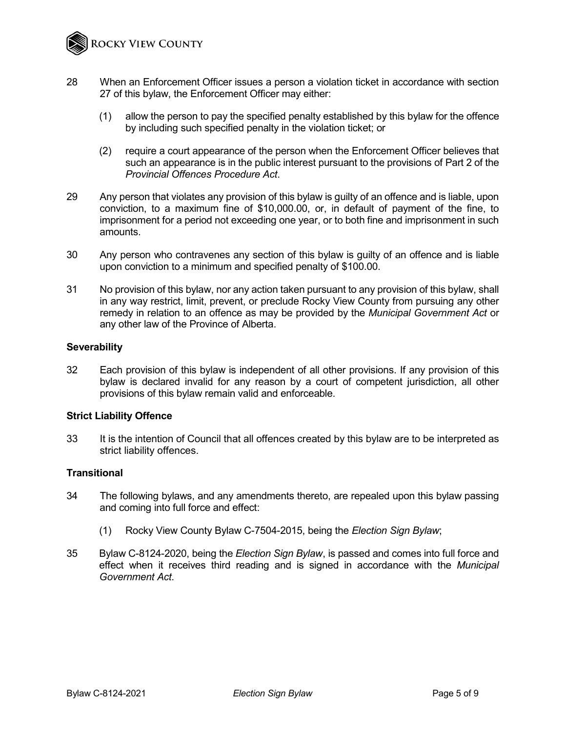28 When an Enforcement Officer issues a person a violation ticket in accordance with section 27 of this bylaw, the Enforcement Officer may either:

(1) allow the person to pay the specified penalty established by this bylaw for the offence by including such specified penalty in the violation ticket; or

(2) require a court appearance of the person when the Enforcement Officer believes that such an appearance is in the public interest pursuant to the provisions of Part 2 of the *Provincial Offences Procedure Act*.

29 Any person that violates any provision of this bylaw is guilty of an offence and is liable, upon conviction, to a maximum fine of $10,000.00, or, in default of payment of the fine, to imprisonment for a period not exceeding one year, or to both fine and imprisonment in such amounts.

30 Any person who contravenes any section of this bylaw is guilty of an offence and is liable upon conviction to a minimum and specified penalty of $100.00.

31 No provision of this bylaw, nor any action taken pursuant to any provision of this bylaw, shall in any way restrict, limit, prevent, or preclude Rocky View County from pursuing any other remedy in relation to an offence as may be provided by the *Municipal Government Act* or any other law of the Province of Alberta.

**Severability**

32 Each provision of this bylaw is independent of all other provisions. If any provision of this bylaw is declared invalid for any reason by a court of competent jurisdiction, all other provisions of this bylaw remain valid and enforceable.

**Strict Liability Offence**

33 It is the intention of Council that all offences created by this bylaw are to be interpreted as strict liability offences.

**Transitional**

34 The following bylaws, and any amendments thereto, are repealed upon this bylaw passing and coming into full force and effect:

(1) Rocky View County Bylaw C-7504-2015, being the *Election Sign Bylaw*;

35 Bylaw C-8124-2020, being the *Election Sign Bylaw*, is passed and comes into full force and effect when it receives third reading and is signed in accordance with the *Municipal Government Act*.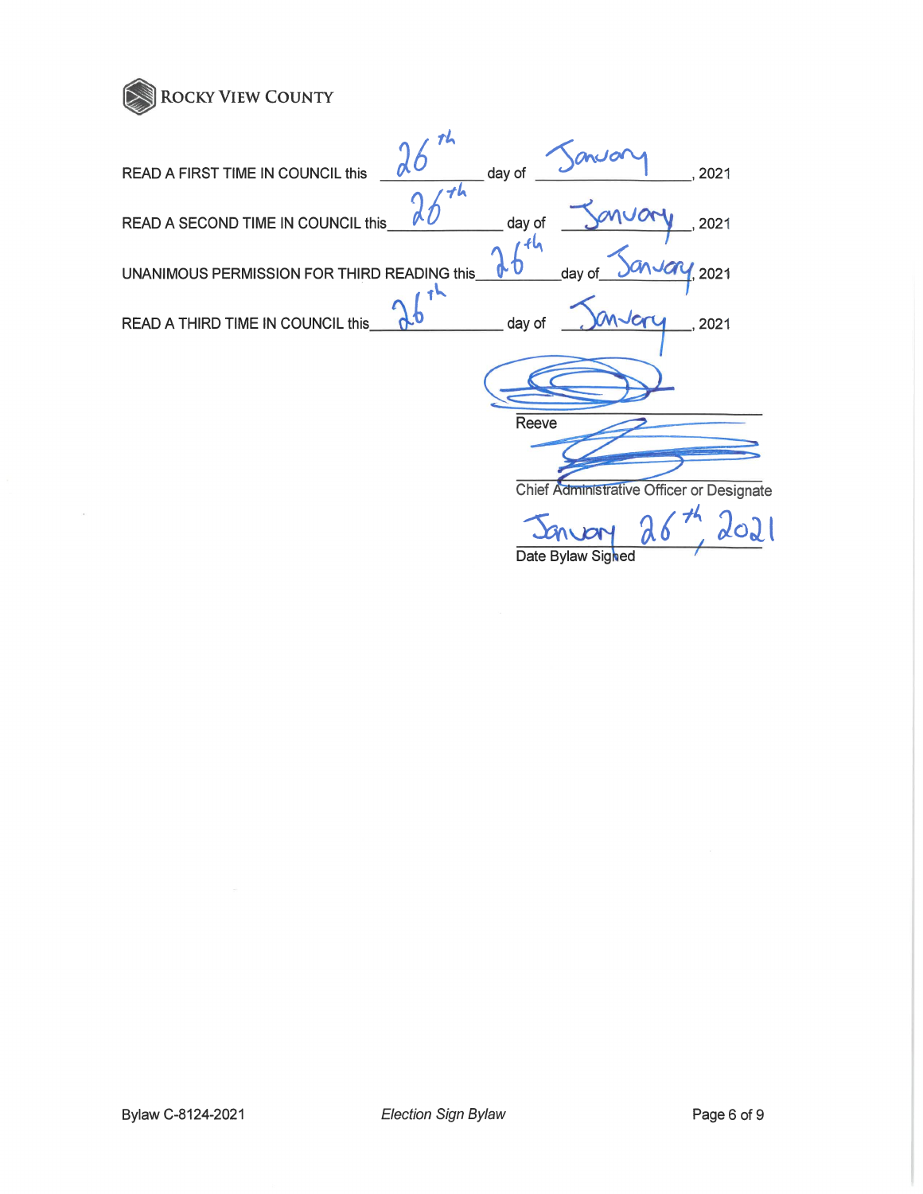ROCKY VIEW COUNTY

READ A FIRST TIME IN COUNCIL this 26th day of January, 2021

READ A SECOND TIME IN COUNCIL this 26th day of January, 2021

UNANIMOUS PERMISSION FOR THIRD READING this 26th day of January, 2021

READ A THIRD TIME IN COUNCIL this 26th day of January, 2021

Reeve

Chief Administrative Officer or Designate

January 26th, 2021

Date Bylaw Signed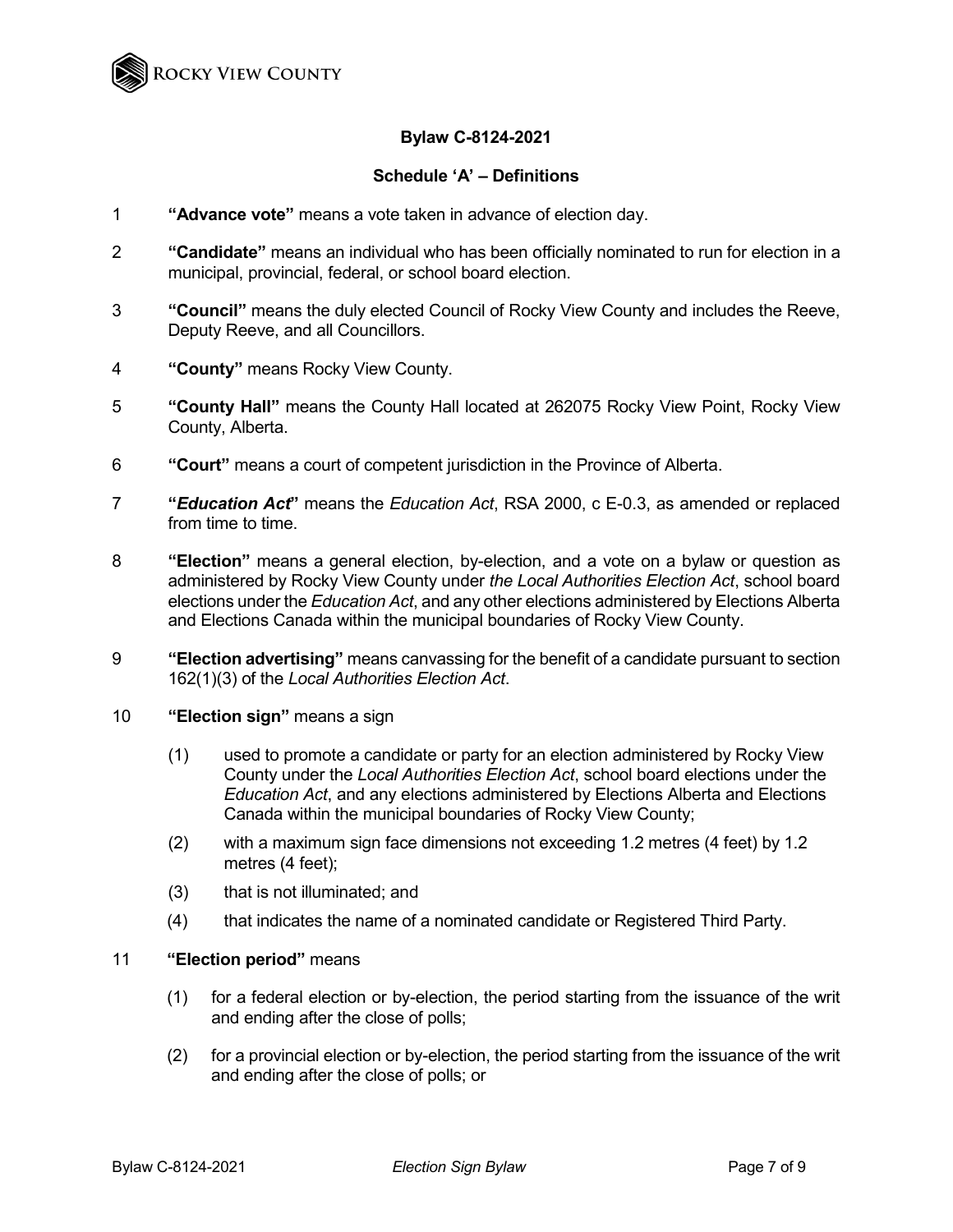**Bylaw C-8124-2021**

**Schedule 'A' – Definitions**

1 **"Advance vote"** means a vote taken in advance of election day.

2 **"Candidate"** means an individual who has been officially nominated to run for election in a municipal, provincial, federal, or school board election.

3 **"Council"** means the duly elected Council of Rocky View County and includes the Reeve, Deputy Reeve, and all Councillors.

4 **"County"** means Rocky View County.

5 **"County Hall"** means the County Hall located at 262075 Rocky View Point, Rocky View County, Alberta.

6 **"Court"** means a court of competent jurisdiction in the Province of Alberta.

7 **"*Education Act*"** means the *Education Act*, RSA 2000, c E-0.3, as amended or replaced from time to time.

8 **"Election"** means a general election, by-election, and a vote on a bylaw or question as administered by Rocky View County under *the Local Authorities Election Act*, school board elections under the *Education Act*, and any other elections administered by Elections Alberta and Elections Canada within the municipal boundaries of Rocky View County.

9 **"Election advertising"** means canvassing for the benefit of a candidate pursuant to section 162(1)(3) of the *Local Authorities Election Act*.

10 **"Election sign"** means a sign

(1) used to promote a candidate or party for an election administered by Rocky View County under the *Local Authorities Election Act*, school board elections under the *Education Act*, and any elections administered by Elections Alberta and Elections Canada within the municipal boundaries of Rocky View County;

(2) with a maximum sign face dimensions not exceeding 1.2 metres (4 feet) by 1.2 metres (4 feet);

(3) that is not illuminated; and

(4) that indicates the name of a nominated candidate or Registered Third Party.

11 **"Election period"** means

(1) for a federal election or by-election, the period starting from the issuance of the writ and ending after the close of polls;

(2) for a provincial election or by-election, the period starting from the issuance of the writ and ending after the close of polls; or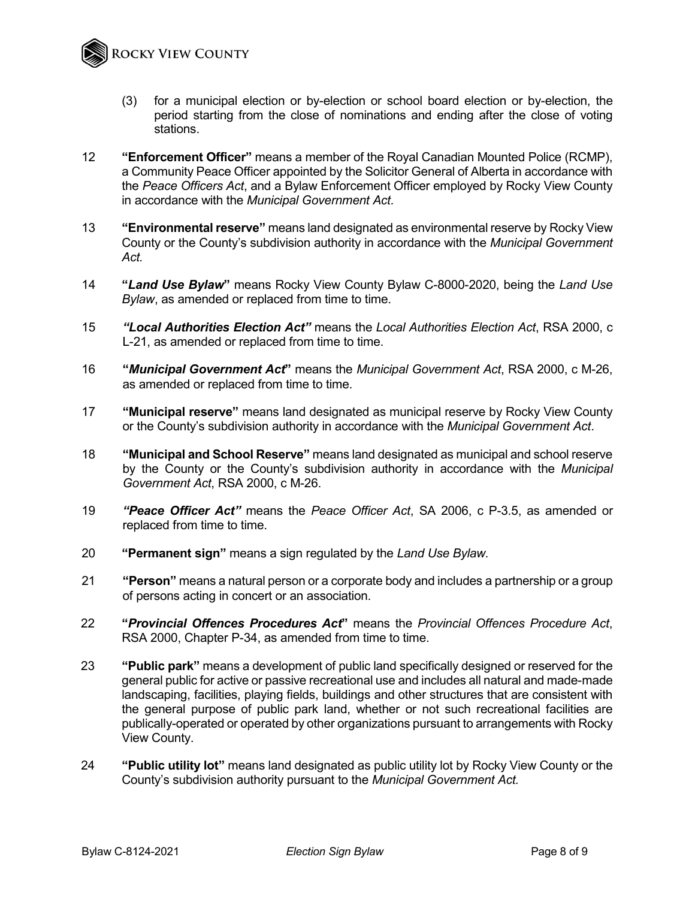(3) for a municipal election or by-election or school board election or by-election, the period starting from the close of nominations and ending after the close of voting stations.

12 **"Enforcement Officer"** means a member of the Royal Canadian Mounted Police (RCMP), a Community Peace Officer appointed by the Solicitor General of Alberta in accordance with the *Peace Officers Act*, and a Bylaw Enforcement Officer employed by Rocky View County in accordance with the *Municipal Government Act.*

13 **"Environmental reserve"** means land designated as environmental reserve by Rocky View County or the County's subdivision authority in accordance with the *Municipal Government Act.*

14 **"*Land Use Bylaw*"** means Rocky View County Bylaw C-8000-2020, being the *Land Use Bylaw*, as amended or replaced from time to time.

15 ***"Local Authorities Election Act"*** means the *Local Authorities Election Act*, RSA 2000, c L-21, as amended or replaced from time to time.

16 **"*Municipal Government Act*"** means the *Municipal Government Act*, RSA 2000, c M-26, as amended or replaced from time to time.

17 **"Municipal reserve"** means land designated as municipal reserve by Rocky View County or the County's subdivision authority in accordance with the *Municipal Government Act*.

18 **"Municipal and School Reserve"** means land designated as municipal and school reserve by the County or the County's subdivision authority in accordance with the *Municipal Government Act*, RSA 2000, c M-26.

19 ***"Peace Officer Act"*** means the *Peace Officer Act*, SA 2006, c P-3.5, as amended or replaced from time to time.

20 **"Permanent sign"** means a sign regulated by the *Land Use Bylaw.*

21 **"Person"** means a natural person or a corporate body and includes a partnership or a group of persons acting in concert or an association.

22 **"*Provincial Offences Procedures Act*"** means the *Provincial Offences Procedure Act*, RSA 2000, Chapter P-34, as amended from time to time.

23 **"Public park"** means a development of public land specifically designed or reserved for the general public for active or passive recreational use and includes all natural and made-made landscaping, facilities, playing fields, buildings and other structures that are consistent with the general purpose of public park land, whether or not such recreational facilities are publically-operated or operated by other organizations pursuant to arrangements with Rocky View County.

24 **"Public utility lot"** means land designated as public utility lot by Rocky View County or the County's subdivision authority pursuant to the *Municipal Government Act.*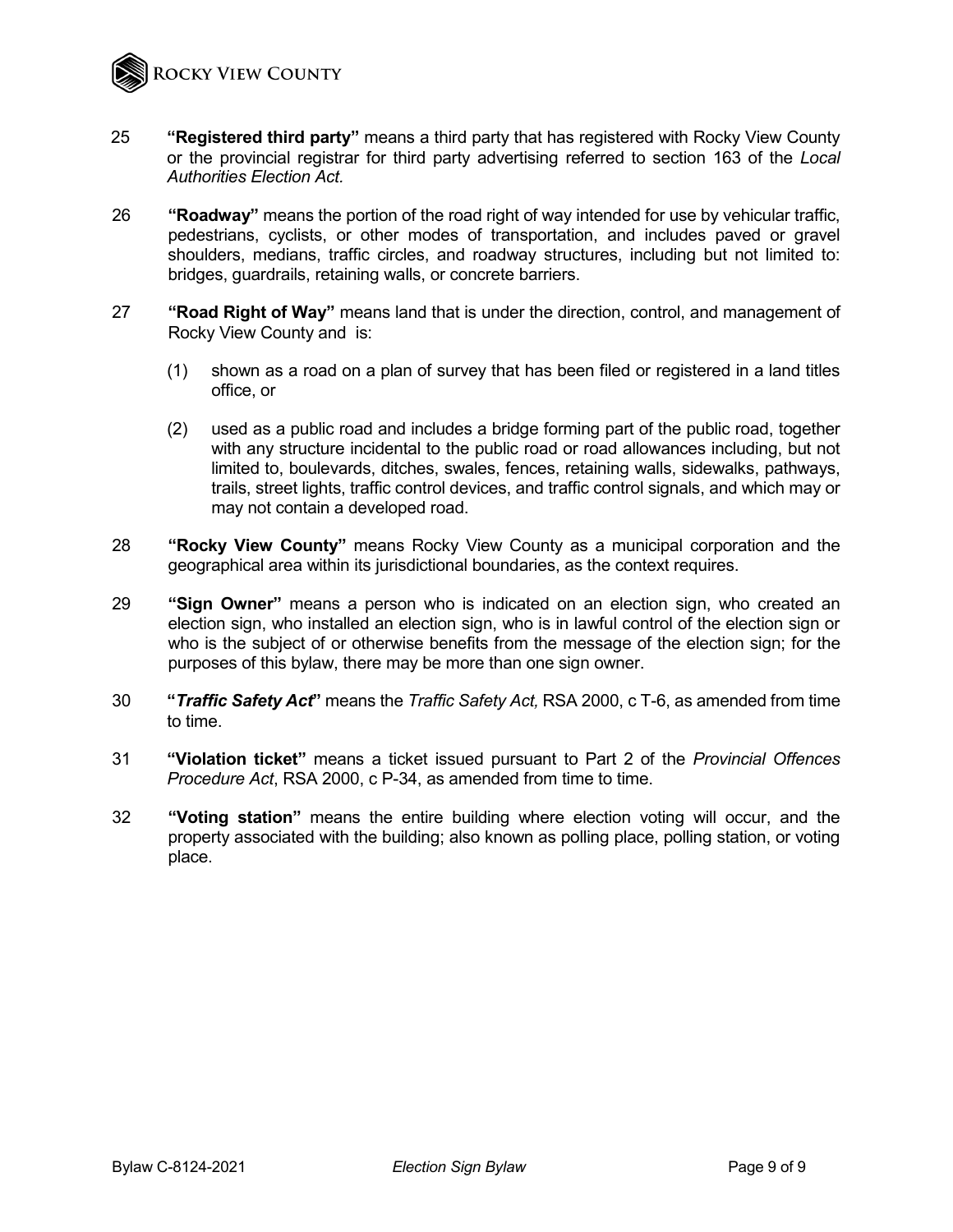25 **"Registered third party"** means a third party that has registered with Rocky View County or the provincial registrar for third party advertising referred to section 163 of the *Local Authorities Election Act*.

26 **"Roadway"** means the portion of the road right of way intended for use by vehicular traffic, pedestrians, cyclists, or other modes of transportation, and includes paved or gravel shoulders, medians, traffic circles, and roadway structures, including but not limited to: bridges, guardrails, retaining walls, or concrete barriers.

27 **"Road Right of Way"** means land that is under the direction, control, and management of Rocky View County and is:

(1) shown as a road on a plan of survey that has been filed or registered in a land titles office, or

(2) used as a public road and includes a bridge forming part of the public road, together with any structure incidental to the public road or road allowances including, but not limited to, boulevards, ditches, swales, fences, retaining walls, sidewalks, pathways, trails, street lights, traffic control devices, and traffic control signals, and which may or may not contain a developed road.

28 **"Rocky View County"** means Rocky View County as a municipal corporation and the geographical area within its jurisdictional boundaries, as the context requires.

29 **"Sign Owner"** means a person who is indicated on an election sign, who created an election sign, who installed an election sign, who is in lawful control of the election sign or who is the subject of or otherwise benefits from the message of the election sign; for the purposes of this bylaw, there may be more than one sign owner.

30 **"*Traffic Safety Act*"** means the *Traffic Safety Act,* RSA 2000, c T-6, as amended from time to time.

31 **"Violation ticket"** means a ticket issued pursuant to Part 2 of the *Provincial Offences Procedure Act*, RSA 2000, c P-34, as amended from time to time.

32 **"Voting station"** means the entire building where election voting will occur, and the property associated with the building; also known as polling place, polling station, or voting place.